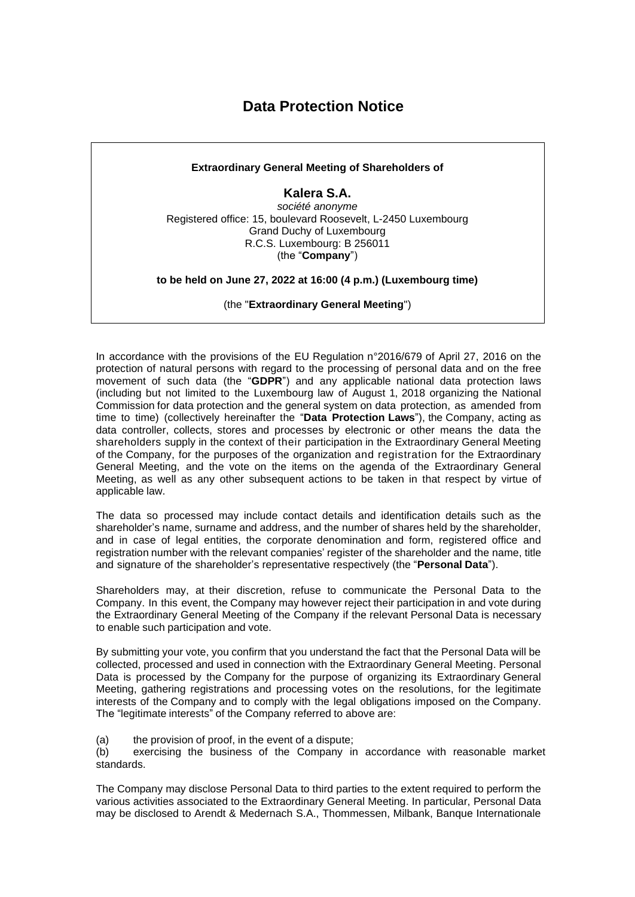# Data Protection Notice

**Extraordinary General Meeting of Shareholders of**

**Kalera S.A.**

*société anonyme*

Registered office: 15, boulevard Roosevelt, L-2450 Luxembourg

Grand Duchy of Luxembourg

R.C.S. Luxembourg: B 256011

(the "**Company**")

**to be held on June 27, 2022 at 16:00 (4 p.m.) (Luxembourg time)**

(the "**Extraordinary General Meeting**")

In accordance with the provisions of the EU Regulation n°2016/679 of April 27, 2016 on the protection of natural persons with regard to the processing of personal data and on the free movement of such data (the "**GDPR**") and any applicable national data protection laws (including but not limited to the Luxembourg law of August 1, 2018 organizing the National Commission for data protection and the general system on data protection, as amended from time to time) (collectively hereinafter the "**Data Protection Laws**"), the Company, acting as data controller, collects, stores and processes by electronic or other means the data the shareholders supply in the context of their participation in the Extraordinary General Meeting of the Company, for the purposes of the organization and registration for the Extraordinary General Meeting, and the vote on the items on the agenda of the Extraordinary General Meeting, as well as any other subsequent actions to be taken in that respect by virtue of applicable law.

The data so processed may include contact details and identification details such as the shareholder's name, surname and address, and the number of shares held by the shareholder, and in case of legal entities, the corporate denomination and form, registered office and registration number with the relevant companies' register of the shareholder and the name, title and signature of the shareholder's representative respectively (the "**Personal Data**").

Shareholders may, at their discretion, refuse to communicate the Personal Data to the Company. In this event, the Company may however reject their participation in and vote during the Extraordinary General Meeting of the Company if the relevant Personal Data is necessary to enable such participation and vote.

By submitting your vote, you confirm that you understand the fact that the Personal Data will be collected, processed and used in connection with the Extraordinary General Meeting. Personal Data is processed by the Company for the purpose of organizing its Extraordinary General Meeting, gathering registrations and processing votes on the resolutions, for the legitimate interests of the Company and to comply with the legal obligations imposed on the Company. The "legitimate interests" of the Company referred to above are:

(a) the provision of proof, in the event of a dispute;

(b) exercising the business of the Company in accordance with reasonable market standards.

The Company may disclose Personal Data to third parties to the extent required to perform the various activities associated to the Extraordinary General Meeting. In particular, Personal Data may be disclosed to Arendt & Medernach S.A., Thommessen, Milbank, Banque Internationale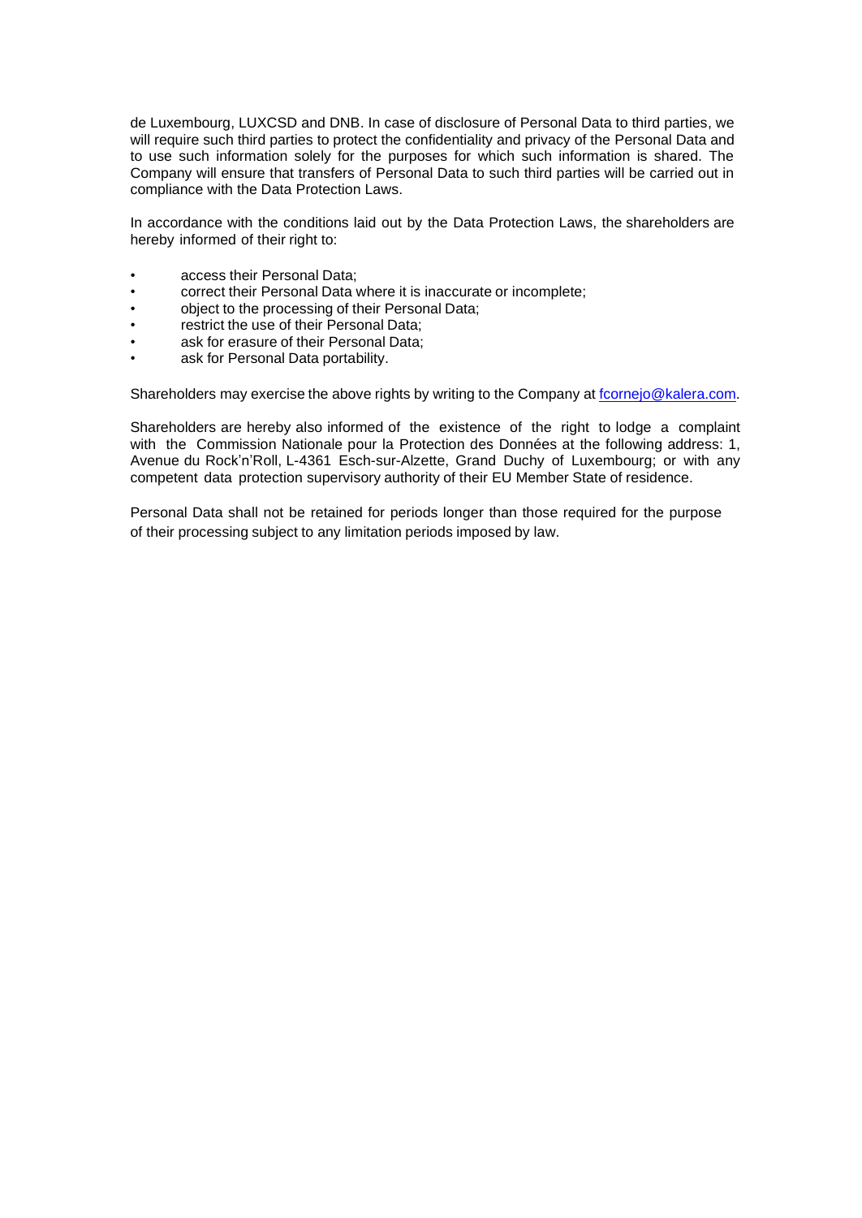de Luxembourg, LUXCSD and DNB. In case of disclosure of Personal Data to third parties, we will require such third parties to protect the confidentiality and privacy of the Personal Data and to use such information solely for the purposes for which such information is shared. The Company will ensure that transfers of Personal Data to such third parties will be carried out in compliance with the Data Protection Laws.

In accordance with the conditions laid out by the Data Protection Laws, the shareholders are hereby informed of their right to:

- access their Personal Data;
- correct their Personal Data where it is inaccurate or incomplete;
- object to the processing of their Personal Data;
- restrict the use of their Personal Data;
- ask for erasure of their Personal Data;
- ask for Personal Data portability.

Shareholders may exercise the above rights by writing to the Company at fcornejo@kalera.com.

Shareholders are hereby also informed of the existence of the right to lodge a complaint with the Commission Nationale pour la Protection des Données at the following address: 1, Avenue du Rock'n'Roll, L-4361 Esch-sur-Alzette, Grand Duchy of Luxembourg; or with any competent data protection supervisory authority of their EU Member State of residence.

Personal Data shall not be retained for periods longer than those required for the purpose of their processing subject to any limitation periods imposed by law.